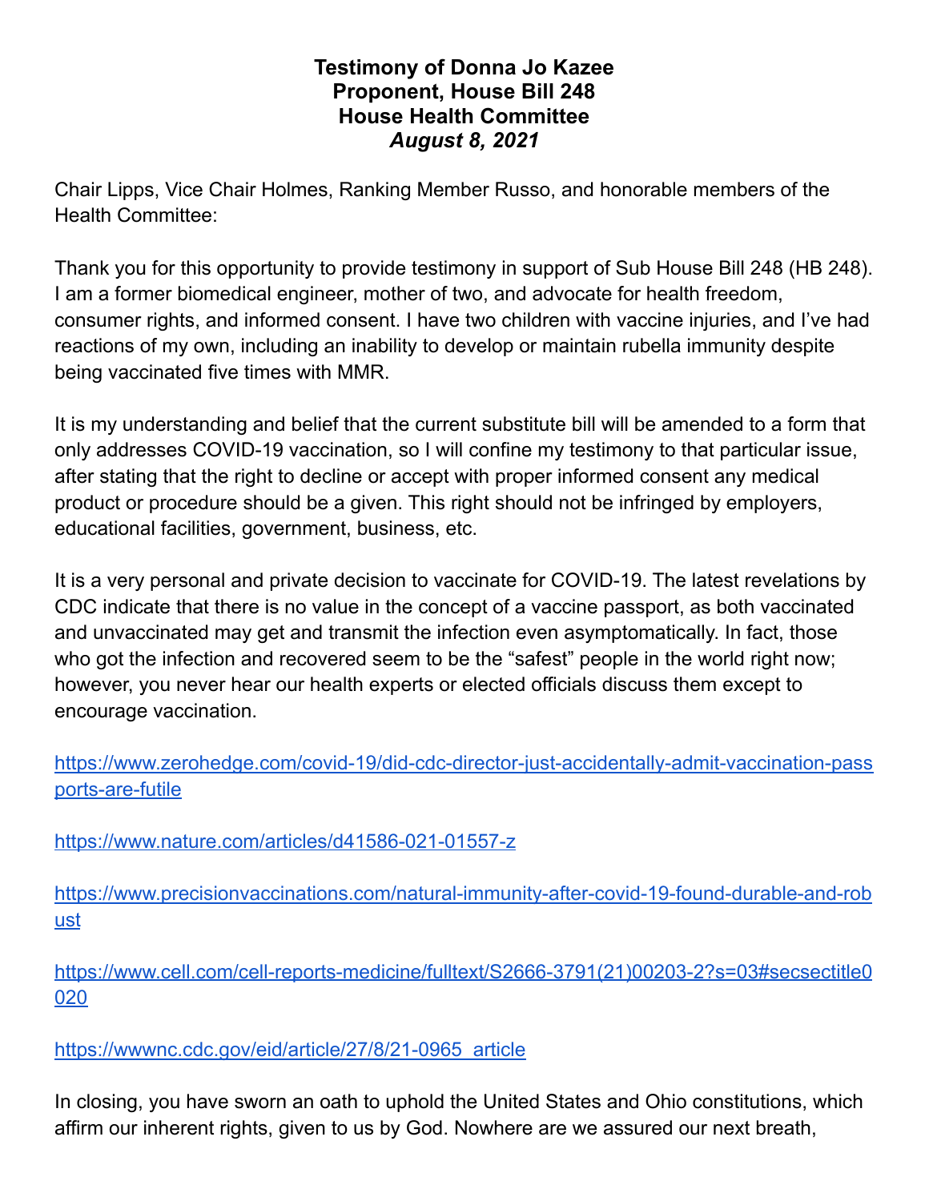**Testimony of Donna Jo Kazee**
**Proponent, House Bill 248**
**House Health Committee**
***August 8, 2021***

Chair Lipps, Vice Chair Holmes, Ranking Member Russo, and honorable members of the Health Committee:

Thank you for this opportunity to provide testimony in support of Sub House Bill 248 (HB 248). I am a former biomedical engineer, mother of two, and advocate for health freedom, consumer rights, and informed consent. I have two children with vaccine injuries, and I've had reactions of my own, including an inability to develop or maintain rubella immunity despite being vaccinated five times with MMR.

It is my understanding and belief that the current substitute bill will be amended to a form that only addresses COVID-19 vaccination, so I will confine my testimony to that particular issue, after stating that the right to decline or accept with proper informed consent any medical product or procedure should be a given. This right should not be infringed by employers, educational facilities, government, business, etc.

It is a very personal and private decision to vaccinate for COVID-19. The latest revelations by CDC indicate that there is no value in the concept of a vaccine passport, as both vaccinated and unvaccinated may get and transmit the infection even asymptomatically. In fact, those who got the infection and recovered seem to be the "safest" people in the world right now; however, you never hear our health experts or elected officials discuss them except to encourage vaccination.

https://www.zerohedge.com/covid-19/did-cdc-director-just-accidentally-admit-vaccination-passports-are-futile

https://www.nature.com/articles/d41586-021-01557-z

https://www.precisionvaccinations.com/natural-immunity-after-covid-19-found-durable-and-robust

https://www.cell.com/cell-reports-medicine/fulltext/S2666-3791(21)00203-2?s=03#secsectitle0020

https://wwwnc.cdc.gov/eid/article/27/8/21-0965_article

In closing, you have sworn an oath to uphold the United States and Ohio constitutions, which affirm our inherent rights, given to us by God. Nowhere are we assured our next breath,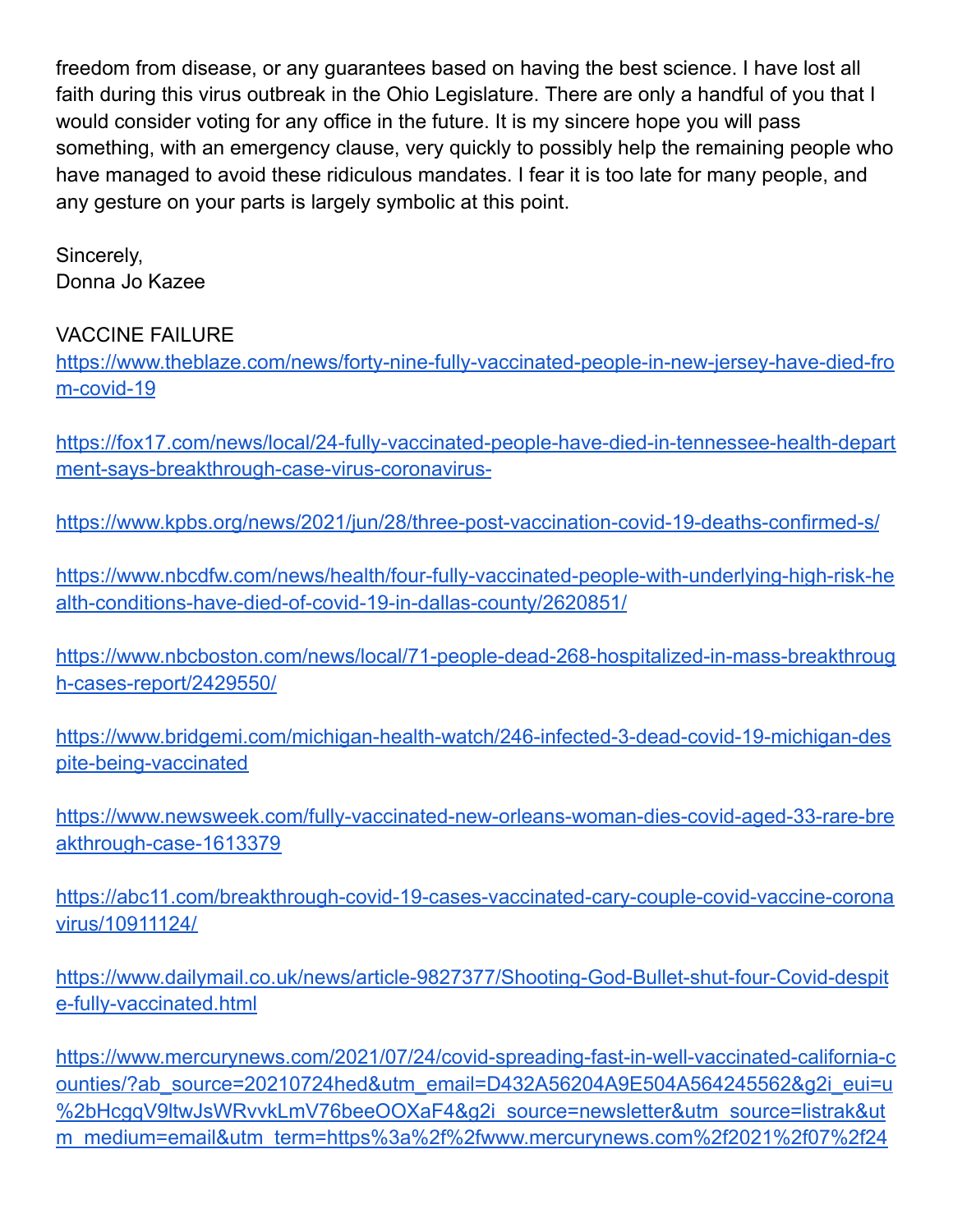freedom from disease, or any guarantees based on having the best science. I have lost all faith during this virus outbreak in the Ohio Legislature. There are only a handful of you that I would consider voting for any office in the future. It is my sincere hope you will pass something, with an emergency clause, very quickly to possibly help the remaining people who have managed to avoid these ridiculous mandates. I fear it is too late for many people, and any gesture on your parts is largely symbolic at this point.

Sincerely,
Donna Jo Kazee

VACCINE FAILURE

https://www.theblaze.com/news/forty-nine-fully-vaccinated-people-in-new-jersey-have-died-from-covid-19

https://fox17.com/news/local/24-fully-vaccinated-people-have-died-in-tennessee-health-department-says-breakthrough-case-virus-coronavirus-

https://www.kpbs.org/news/2021/jun/28/three-post-vaccination-covid-19-deaths-confirmed-s/

https://www.nbcdfw.com/news/health/four-fully-vaccinated-people-with-underlying-high-risk-health-conditions-have-died-of-covid-19-in-dallas-county/2620851/

https://www.nbcboston.com/news/local/71-people-dead-268-hospitalized-in-mass-breakthrough-cases-report/2429550/

https://www.bridgemi.com/michigan-health-watch/246-infected-3-dead-covid-19-michigan-despite-being-vaccinated

https://www.newsweek.com/fully-vaccinated-new-orleans-woman-dies-covid-aged-33-rare-breakthrough-case-1613379

https://abc11.com/breakthrough-covid-19-cases-vaccinated-cary-couple-covid-vaccine-coronavirus/10911124/

https://www.dailymail.co.uk/news/article-9827377/Shooting-God-Bullet-shut-four-Covid-despite-fully-vaccinated.html

https://www.mercurynews.com/2021/07/24/covid-spreading-fast-in-well-vaccinated-california-counties/?ab_source=20210724hed&utm_email=D432A56204A9E504A564245562&g2i_eui=u%2bHcgqV9ltwJsWRvvkLmV76beeOOXaF4&g2i_source=newsletter&utm_source=listrak&utm_medium=email&utm_term=https%3a%2f%2fwww.mercurynews.com%2f2021%2f07%2f24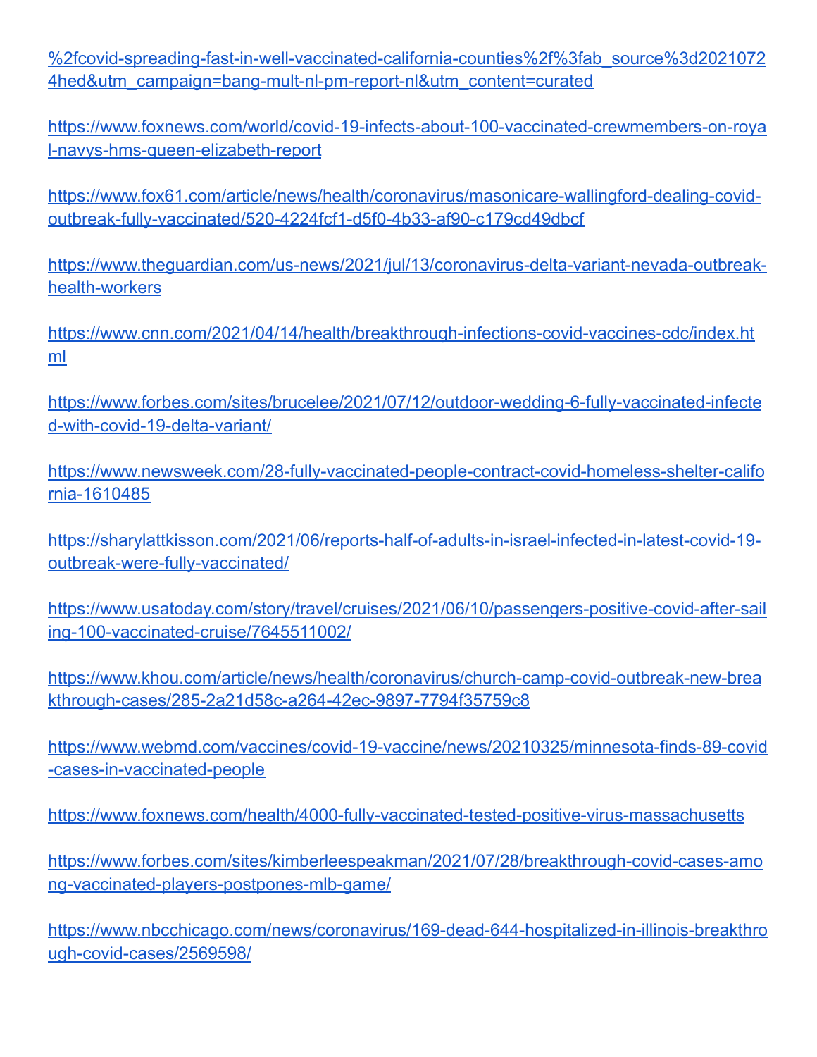%2fcovid-spreading-fast-in-well-vaccinated-california-counties%2f%3fab_source%3d20210724hed&utm_campaign=bang-mult-nl-pm-report-nl&utm_content=curated

https://www.foxnews.com/world/covid-19-infects-about-100-vaccinated-crewmembers-on-royal-navys-hms-queen-elizabeth-report

https://www.fox61.com/article/news/health/coronavirus/masonicare-wallingford-dealing-covid-outbreak-fully-vaccinated/520-4224fcf1-d5f0-4b33-af90-c179cd49dbcf

https://www.theguardian.com/us-news/2021/jul/13/coronavirus-delta-variant-nevada-outbreak-health-workers

https://www.cnn.com/2021/04/14/health/breakthrough-infections-covid-vaccines-cdc/index.html

https://www.forbes.com/sites/brucelee/2021/07/12/outdoor-wedding-6-fully-vaccinated-infected-with-covid-19-delta-variant/

https://www.newsweek.com/28-fully-vaccinated-people-contract-covid-homeless-shelter-california-1610485

https://sharylattkisson.com/2021/06/reports-half-of-adults-in-israel-infected-in-latest-covid-19-outbreak-were-fully-vaccinated/

https://www.usatoday.com/story/travel/cruises/2021/06/10/passengers-positive-covid-after-sailing-100-vaccinated-cruise/7645511002/

https://www.khou.com/article/news/health/coronavirus/church-camp-covid-outbreak-new-breakthrough-cases/285-2a21d58c-a264-42ec-9897-7794f35759c8

https://www.webmd.com/vaccines/covid-19-vaccine/news/20210325/minnesota-finds-89-covid-cases-in-vaccinated-people

https://www.foxnews.com/health/4000-fully-vaccinated-tested-positive-virus-massachusetts

https://www.forbes.com/sites/kimberleespeakman/2021/07/28/breakthrough-covid-cases-among-vaccinated-players-postpones-mlb-game/

https://www.nbcchicago.com/news/coronavirus/169-dead-644-hospitalized-in-illinois-breakthrough-covid-cases/2569598/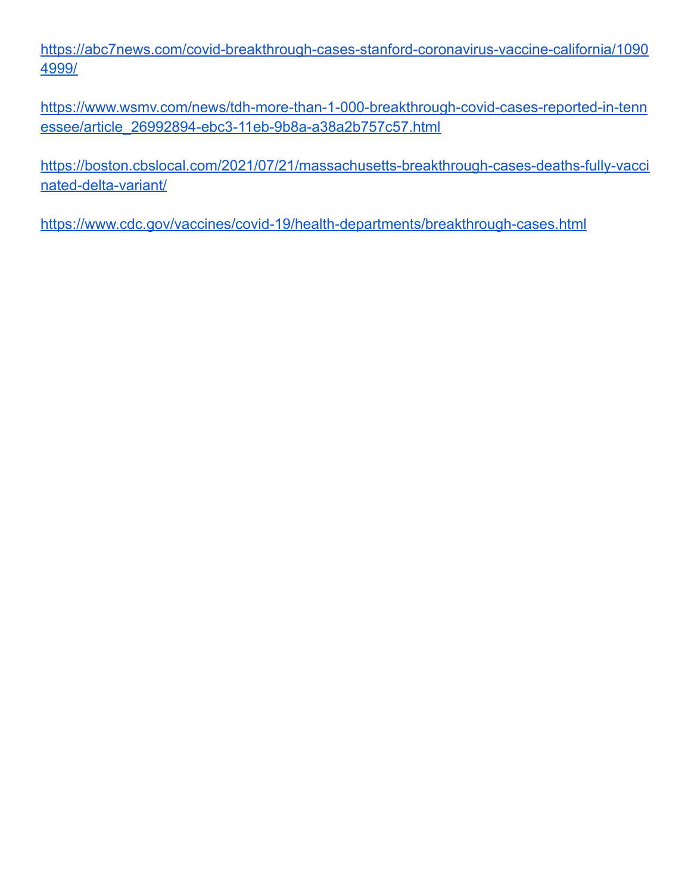https://abc7news.com/covid-breakthrough-cases-stanford-coronavirus-vaccine-california/10904999/

https://www.wsmv.com/news/tdh-more-than-1-000-breakthrough-covid-cases-reported-in-tennessee/article_26992894-ebc3-11eb-9b8a-a38a2b757c57.html

https://boston.cbslocal.com/2021/07/21/massachusetts-breakthrough-cases-deaths-fully-vaccinated-delta-variant/

https://www.cdc.gov/vaccines/covid-19/health-departments/breakthrough-cases.html